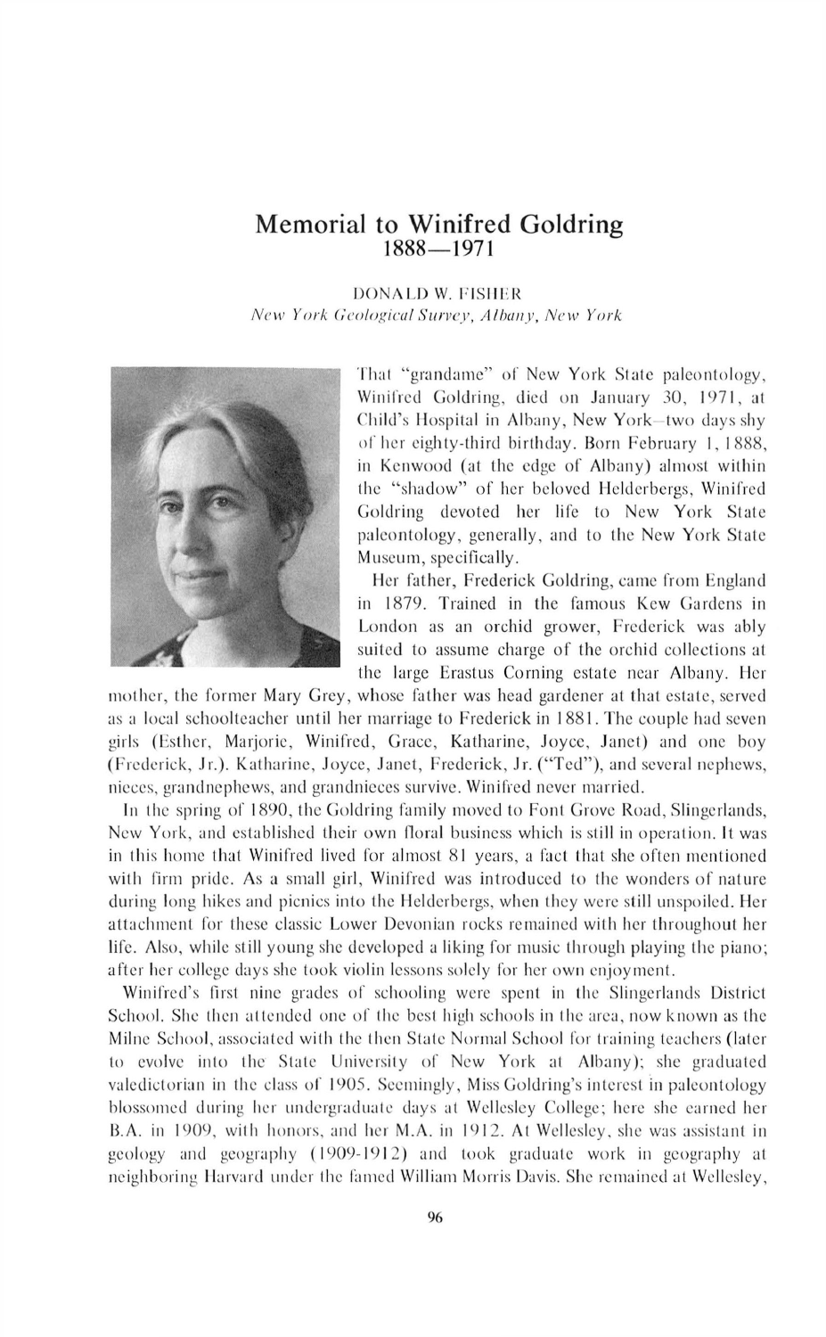# Memorial to Winifred Goldring
## 1888—1971

DONALD W. FISHER
*New York Geological Survey, Albany, New York*

That "grandame" of New York State paleontology, Winifred Goldring, died on January 30, 1971, at Child's Hospital in Albany, New York—two days shy of her eighty-third birthday. Born February 1, 1888, in Kenwood (at the edge of Albany) almost within the "shadow" of her beloved Helderbergs, Winifred Goldring devoted her life to New York State paleontology, generally, and to the New York State Museum, specifically.

Her father, Frederick Goldring, came from England in 1879. Trained in the famous Kew Gardens in London as an orchid grower, Frederick was ably suited to assume charge of the orchid collections at the large Erastus Corning estate near Albany. Her mother, the former Mary Grey, whose father was head gardener at that estate, served as a local schoolteacher until her marriage to Frederick in 1881. The couple had seven girls (Esther, Marjorie, Winifred, Grace, Katharine, Joyce, Janet) and one boy (Frederick, Jr.). Katharine, Joyce, Janet, Frederick, Jr. ("Ted"), and several nephews, nieces, grandnephews, and grandnieces survive. Winifred never married.

In the spring of 1890, the Goldring family moved to Font Grove Road, Slingerlands, New York, and established their own floral business which is still in operation. It was in this home that Winifred lived for almost 81 years, a fact that she often mentioned with firm pride. As a small girl, Winifred was introduced to the wonders of nature during long hikes and picnics into the Helderbergs, when they were still unspoiled. Her attachment for these classic Lower Devonian rocks remained with her throughout her life. Also, while still young she developed a liking for music through playing the piano; after her college days she took violin lessons solely for her own enjoyment.

Winifred's first nine grades of schooling were spent in the Slingerlands District School. She then attended one of the best high schools in the area, now known as the Milne School, associated with the then State Normal School for training teachers (later to evolve into the State University of New York at Albany); she graduated valedictorian in the class of 1905. Seemingly, Miss Goldring's interest in paleontology blossomed during her undergraduate days at Wellesley College; here she earned her B.A. in 1909, with honors, and her M.A. in 1912. At Wellesley, she was assistant in geology and geography (1909-1912) and took graduate work in geography at neighboring Harvard under the famed William Morris Davis. She remained at Wellesley,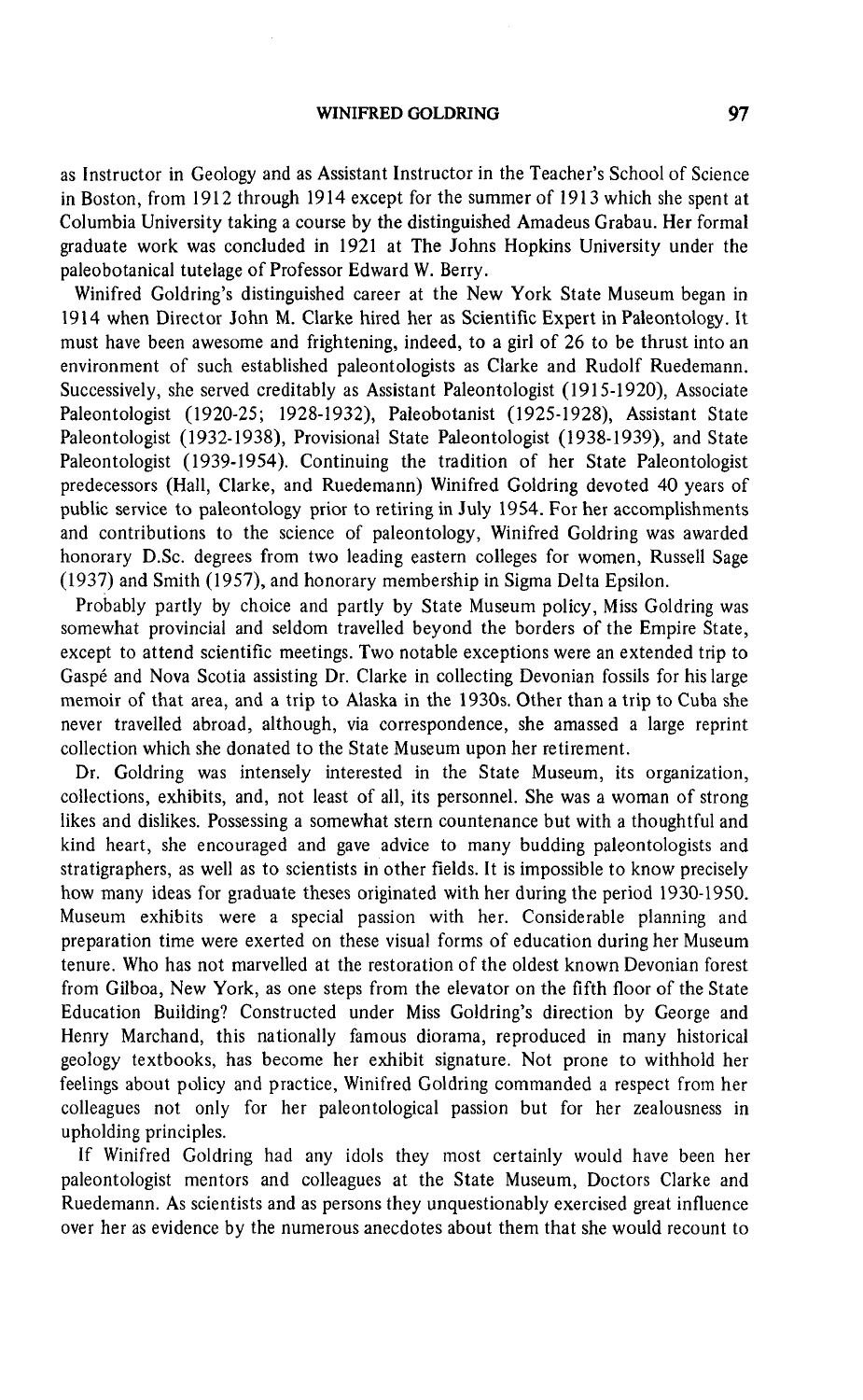as Instructor in Geology and as Assistant Instructor in the Teacher's School of Science in Boston, from 1912 through 1914 except for the summer of 1913 which she spent at Columbia University taking a course by the distinguished Amadeus Grabau. Her formal graduate work was concluded in 1921 at The Johns Hopkins University under the paleobotanical tutelage of Professor Edward W. Berry.

Winifred Goldring's distinguished career at the New York State Museum began in 1914 when Director John M. Clarke hired her as Scientific Expert in Paleontology. It must have been awesome and frightening, indeed, to a girl of 26 to be thrust into an environment of such established paleontologists as Clarke and Rudolf Ruedemann. Successively, she served creditably as Assistant Paleontologist (1915-1920), Associate Paleontologist (1920-25; 1928-1932), Paleobotanist (1925-1928), Assistant State Paleontologist (1932-1938), Provisional State Paleontologist (1938-1939), and State Paleontologist (1939-1954). Continuing the tradition of her State Paleontologist predecessors (Hall, Clarke, and Ruedemann) Winifred Goldring devoted 40 years of public service to paleontology prior to retiring in July 1954. For her accomplishments and contributions to the science of paleontology, Winifred Goldring was awarded honorary D.Sc. degrees from two leading eastern colleges for women, Russell Sage (1937) and Smith (1957), and honorary membership in Sigma Delta Epsilon.

Probably partly by choice and partly by State Museum policy, Miss Goldring was somewhat provincial and seldom travelled beyond the borders of the Empire State, except to attend scientific meetings. Two notable exceptions were an extended trip to Gaspé and Nova Scotia assisting Dr. Clarke in collecting Devonian fossils for his large memoir of that area, and a trip to Alaska in the 1930s. Other than a trip to Cuba she never travelled abroad, although, via correspondence, she amassed a large reprint collection which she donated to the State Museum upon her retirement.

Dr. Goldring was intensely interested in the State Museum, its organization, collections, exhibits, and, not least of all, its personnel. She was a woman of strong likes and dislikes. Possessing a somewhat stern countenance but with a thoughtful and kind heart, she encouraged and gave advice to many budding paleontologists and stratigraphers, as well as to scientists in other fields. It is impossible to know precisely how many ideas for graduate theses originated with her during the period 1930-1950. Museum exhibits were a special passion with her. Considerable planning and preparation time were exerted on these visual forms of education during her Museum tenure. Who has not marvelled at the restoration of the oldest known Devonian forest from Gilboa, New York, as one steps from the elevator on the fifth floor of the State Education Building? Constructed under Miss Goldring's direction by George and Henry Marchand, this nationally famous diorama, reproduced in many historical geology textbooks, has become her exhibit signature. Not prone to withhold her feelings about policy and practice, Winifred Goldring commanded a respect from her colleagues not only for her paleontological passion but for her zealousness in upholding principles.

If Winifred Goldring had any idols they most certainly would have been her paleontologist mentors and colleagues at the State Museum, Doctors Clarke and Ruedemann. As scientists and as persons they unquestionably exercised great influence over her as evidence by the numerous anecdotes about them that she would recount to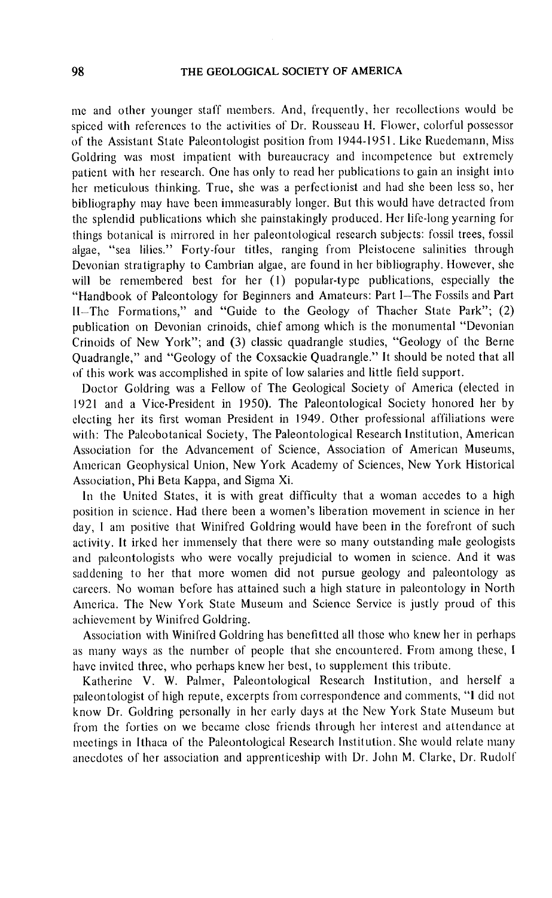me and other younger staff members. And, frequently, her recollections would be spiced with references to the activities of Dr. Rousseau H. Flower, colorful possessor of the Assistant State Paleontologist position from 1944-1951. Like Ruedemann, Miss Goldring was most impatient with bureaucracy and incompetence but extremely patient with her research. One has only to read her publications to gain an insight into her meticulous thinking. True, she was a perfectionist and had she been less so, her bibliography may have been immeasurably longer. But this would have detracted from the splendid publications which she painstakingly produced. Her life-long yearning for things botanical is mirrored in her paleontological research subjects: fossil trees, fossil algae, "sea lilies." Forty-four titles, ranging from Pleistocene salinities through Devonian stratigraphy to Cambrian algae, are found in her bibliography. However, she will be remembered best for her (1) popular-type publications, especially the "Handbook of Paleontology for Beginners and Amateurs: Part I–The Fossils and Part II–The Formations," and "Guide to the Geology of Thacher State Park"; (2) publication on Devonian crinoids, chief among which is the monumental "Devonian Crinoids of New York"; and (3) classic quadrangle studies, "Geology of the Berne Quadrangle," and "Geology of the Coxsackie Quadrangle." It should be noted that all of this work was accomplished in spite of low salaries and little field support.

Doctor Goldring was a Fellow of The Geological Society of America (elected in 1921 and a Vice-President in 1950). The Paleontological Society honored her by electing her its first woman President in 1949. Other professional affiliations were with: The Paleobotanical Society, The Paleontological Research Institution, American Association for the Advancement of Science, Association of American Museums, American Geophysical Union, New York Academy of Sciences, New York Historical Association, Phi Beta Kappa, and Sigma Xi.

In the United States, it is with great difficulty that a woman accedes to a high position in science. Had there been a women's liberation movement in science in her day, I am positive that Winifred Goldring would have been in the forefront of such activity. It irked her immensely that there were so many outstanding male geologists and paleontologists who were vocally prejudicial to women in science. And it was saddening to her that more women did not pursue geology and paleontology as careers. No woman before has attained such a high stature in paleontology in North America. The New York State Museum and Science Service is justly proud of this achievement by Winifred Goldring.

Association with Winifred Goldring has benefitted all those who knew her in perhaps as many ways as the number of people that she encountered. From among these, I have invited three, who perhaps knew her best, to supplement this tribute.

Katherine V. W. Palmer, Paleontological Research Institution, and herself a paleontologist of high repute, excerpts from correspondence and comments, "I did not know Dr. Goldring personally in her early days at the New York State Museum but from the forties on we became close friends through her interest and attendance at meetings in Ithaca of the Paleontological Research Institution. She would relate many anecdotes of her association and apprenticeship with Dr. John M. Clarke, Dr. Rudolf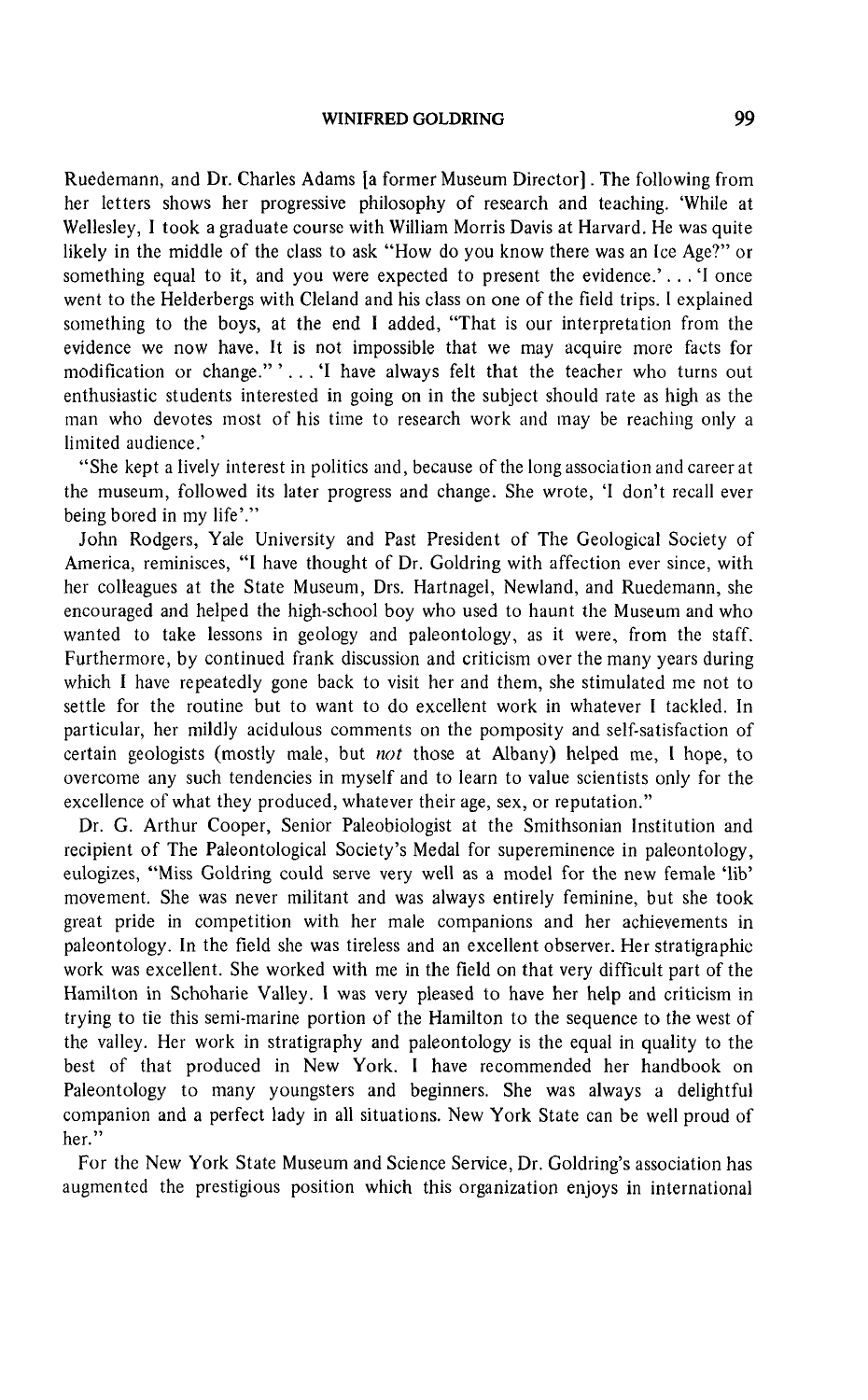Ruedemann, and Dr. Charles Adams [a former Museum Director]. The following from her letters shows her progressive philosophy of research and teaching. 'While at Wellesley, I took a graduate course with William Morris Davis at Harvard. He was quite likely in the middle of the class to ask "How do you know there was an Ice Age?" or something equal to it, and you were expected to present the evidence.' . . . 'I once went to the Helderbergs with Cleland and his class on one of the field trips. I explained something to the boys, at the end I added, "That is our interpretation from the evidence we now have. It is not impossible that we may acquire more facts for modification or change." ' . . . 'I have always felt that the teacher who turns out enthusiastic students interested in going on in the subject should rate as high as the man who devotes most of his time to research work and may be reaching only a limited audience.'

"She kept a lively interest in politics and, because of the long association and career at the museum, followed its later progress and change. She wrote, 'I don't recall ever being bored in my life'."

John Rodgers, Yale University and Past President of The Geological Society of America, reminisces, "I have thought of Dr. Goldring with affection ever since, with her colleagues at the State Museum, Drs. Hartnagel, Newland, and Ruedemann, she encouraged and helped the high-school boy who used to haunt the Museum and who wanted to take lessons in geology and paleontology, as it were, from the staff. Furthermore, by continued frank discussion and criticism over the many years during which I have repeatedly gone back to visit her and them, she stimulated me not to settle for the routine but to want to do excellent work in whatever I tackled. In particular, her mildly acidulous comments on the pomposity and self-satisfaction of certain geologists (mostly male, but *not* those at Albany) helped me, I hope, to overcome any such tendencies in myself and to learn to value scientists only for the excellence of what they produced, whatever their age, sex, or reputation."

Dr. G. Arthur Cooper, Senior Paleobiologist at the Smithsonian Institution and recipient of The Paleontological Society's Medal for supereminence in paleontology, eulogizes, "Miss Goldring could serve very well as a model for the new female 'lib' movement. She was never militant and was always entirely feminine, but she took great pride in competition with her male companions and her achievements in paleontology. In the field she was tireless and an excellent observer. Her stratigraphic work was excellent. She worked with me in the field on that very difficult part of the Hamilton in Schoharie Valley. I was very pleased to have her help and criticism in trying to tie this semi-marine portion of the Hamilton to the sequence to the west of the valley. Her work in stratigraphy and paleontology is the equal in quality to the best of that produced in New York. I have recommended her handbook on Paleontology to many youngsters and beginners. She was always a delightful companion and a perfect lady in all situations. New York State can be well proud of her."

For the New York State Museum and Science Service, Dr. Goldring's association has augmented the prestigious position which this organization enjoys in international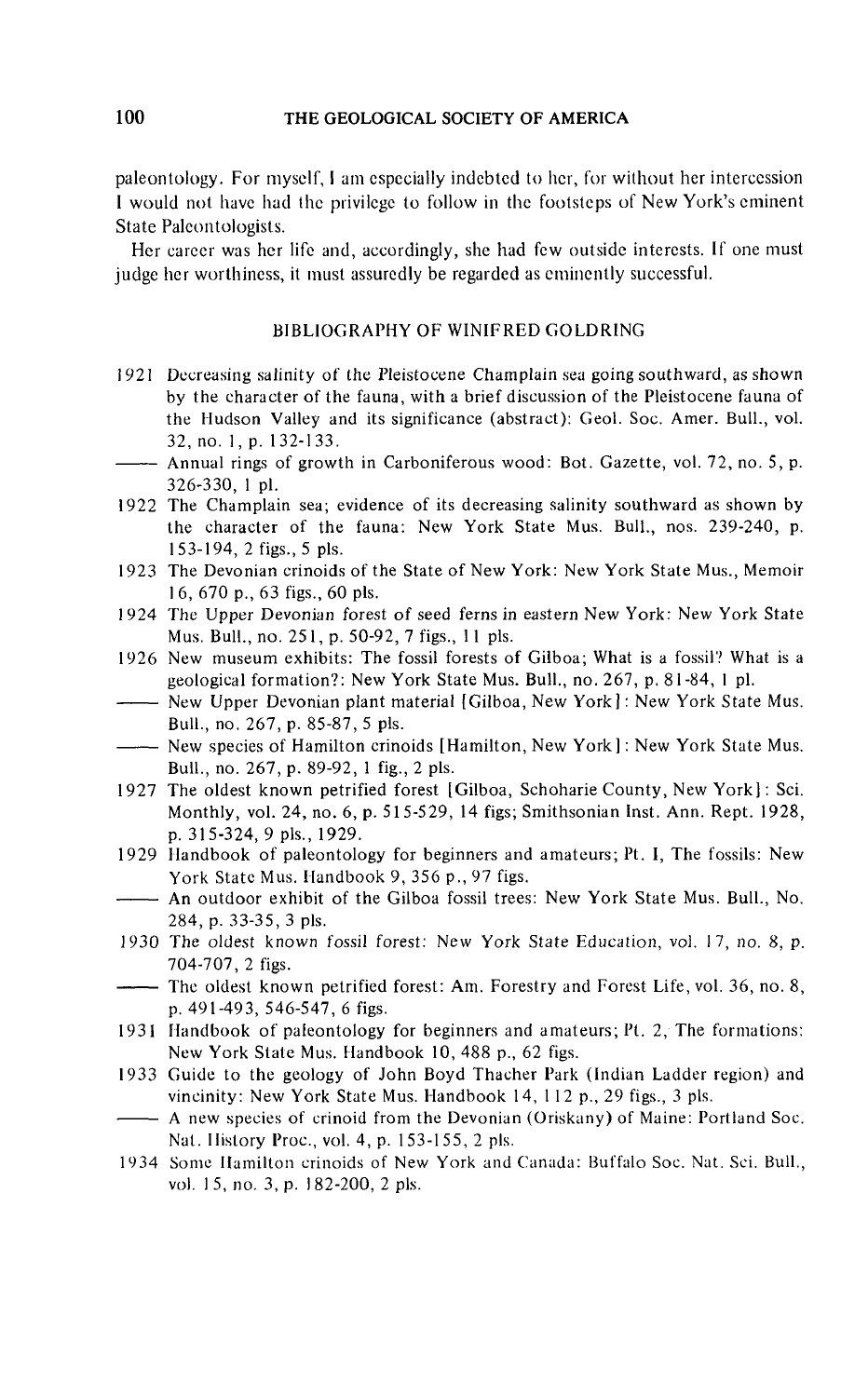paleontology. For myself, I am especially indebted to her, for without her intercession I would not have had the privilege to follow in the footsteps of New York's eminent State Paleontologists.

Her career was her life and, accordingly, she had few outside interests. If one must judge her worthiness, it must assuredly be regarded as eminently successful.

## BIBLIOGRAPHY OF WINIFRED GOLDRING

1921 Decreasing salinity of the Pleistocene Champlain sea going southward, as shown by the character of the fauna, with a brief discussion of the Pleistocene fauna of the Hudson Valley and its significance (abstract): Geol. Soc. Amer. Bull., vol. 32, no. 1, p. 132-133.

—— Annual rings of growth in Carboniferous wood: Bot. Gazette, vol. 72, no. 5, p. 326-330, 1 pl.

1922 The Champlain sea; evidence of its decreasing salinity southward as shown by the character of the fauna: New York State Mus. Bull., nos. 239-240, p. 153-194, 2 figs., 5 pls.

1923 The Devonian crinoids of the State of New York: New York State Mus., Memoir 16, 670 p., 63 figs., 60 pls.

1924 The Upper Devonian forest of seed ferns in eastern New York: New York State Mus. Bull., no. 251, p. 50-92, 7 figs., 11 pls.

1926 New museum exhibits: The fossil forests of Gilboa; What is a fossil? What is a geological formation?: New York State Mus. Bull., no. 267, p. 81-84, 1 pl.

—— New Upper Devonian plant material [Gilboa, New York]: New York State Mus. Bull., no. 267, p. 85-87, 5 pls.

—— New species of Hamilton crinoids [Hamilton, New York]: New York State Mus. Bull., no. 267, p. 89-92, 1 fig., 2 pls.

1927 The oldest known petrified forest [Gilboa, Schoharie County, New York]: Sci. Monthly, vol. 24, no. 6, p. 515-529, 14 figs; Smithsonian Inst. Ann. Rept. 1928, p. 315-324, 9 pls., 1929.

1929 Handbook of paleontology for beginners and amateurs; Pt. I, The fossils: New York State Mus. Handbook 9, 356 p., 97 figs.

—— An outdoor exhibit of the Gilboa fossil trees: New York State Mus. Bull., No. 284, p. 33-35, 3 pls.

1930 The oldest known fossil forest: New York State Education, vol. 17, no. 8, p. 704-707, 2 figs.

—— The oldest known petrified forest: Am. Forestry and Forest Life, vol. 36, no. 8, p. 491-493, 546-547, 6 figs.

1931 Handbook of paleontology for beginners and amateurs; Pt. 2, The formations: New York State Mus. Handbook 10, 488 p., 62 figs.

1933 Guide to the geology of John Boyd Thacher Park (Indian Ladder region) and vincinity: New York State Mus. Handbook 14, 112 p., 29 figs., 3 pls.

—— A new species of crinoid from the Devonian (Oriskany) of Maine: Portland Soc. Nat. History Proc., vol. 4, p. 153-155, 2 pls.

1934 Some Hamilton crinoids of New York and Canada: Buffalo Soc. Nat. Sci. Bull., vol. 15, no. 3, p. 182-200, 2 pls.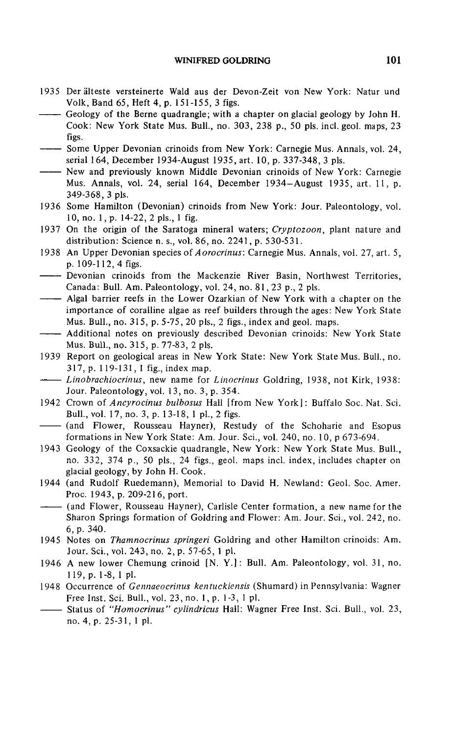1935 Der älteste versteinerte Wald aus der Devon-Zeit von New York: Natur und Volk, Band 65, Heft 4, p. 151-155, 3 figs.

—— Geology of the Berne quadrangle; with a chapter on glacial geology by John H. Cook: New York State Mus. Bull., no. 303, 238 p., 50 pls. incl. geol. maps, 23 figs.

—— Some Upper Devonian crinoids from New York: Carnegie Mus. Annals, vol. 24, serial 164, December 1934-August 1935, art. 10, p. 337-348, 3 pls.

—— New and previously known Middle Devonian crinoids of New York: Carnegie Mus. Annals, vol. 24, serial 164, December 1934–August 1935, art. 11, p. 349-368, 3 pls.

1936 Some Hamilton (Devonian) crinoids from New York: Jour. Paleontology, vol. 10, no. 1, p. 14-22, 2 pls., 1 fig.

1937 On the origin of the Saratoga mineral waters; *Cryptozoon*, plant nature and distribution: Science n. s., vol. 86, no. 2241, p. 530-531.

1938 An Upper Devonian species of *Aorocrinus*: Carnegie Mus. Annals, vol. 27, art. 5, p. 109-112, 4 figs.

—— Devonian crinoids from the Mackenzie River Basin, Northwest Territories, Canada: Bull. Am. Paleontology, vol. 24, no. 81, 23 p., 2 pls.

—— Algal barrier reefs in the Lower Ozarkian of New York with a chapter on the importance of coralline algae as reef builders through the ages: New York State Mus. Bull., no. 315, p. 5-75, 20 pls., 2 figs., index and geol. maps.

—— Additional notes on previously described Devonian crinoids: New York State Mus. Bull., no. 315, p. 77-83, 2 pls.

1939 Report on geological areas in New York State: New York State Mus. Bull., no. 317, p. 119-131, 1 fig., index map.

—— *Linobrachiocrinus*, new name for *Linocrinus* Goldring, 1938, not Kirk, 1938: Jour. Paleontology, vol. 13, no. 3, p. 354.

1942 Crown of *Ancyrocinus bulbosus* Hall [from New York]: Buffalo Soc. Nat. Sci. Bull., vol. 17, no. 3, p. 13-18, 1 pl., 2 figs.

—— (and Flower, Rousseau Hayner), Restudy of the Schoharie and Esopus formations in New York State: Am. Jour. Sci., vol. 240, no. 10, p 673-694.

1943 Geology of the Coxsackie quadrangle, New York: New York State Mus. Bull., no. 332, 374 p., 50 pls., 24 figs., geol. maps incl. index, includes chapter on glacial geology, by John H. Cook.

1944 (and Rudolf Ruedemann), Memorial to David H. Newland: Geol. Soc. Amer. Proc. 1943, p. 209-216, port.

—— (and Flower, Rousseau Hayner), Carlisle Center formation, a new name for the Sharon Springs formation of Goldring and Flower: Am. Jour. Sci., vol. 242, no. 6, p. 340.

1945 Notes on *Thamnocrinus springeri* Goldring and other Hamilton crinoids: Am. Jour. Sci., vol. 243, no. 2, p. 57-65, 1 pl.

1946 A new lower Chemung crinoid [N. Y.]: Bull. Am. Paleontology, vol. 31, no. 119, p. 1-8, 1 pl.

1948 Occurrence of *Gennaeocrinus kentuckiensis* (Shumard) in Pennsylvania: Wagner Free Inst. Sci. Bull., vol. 23, no. 1, p. 1-3, 1 pl.

—— Status of *"Homocrinus" cylindricus* Hall: Wagner Free Inst. Sci. Bull., vol. 23, no. 4, p. 25-31, 1 pl.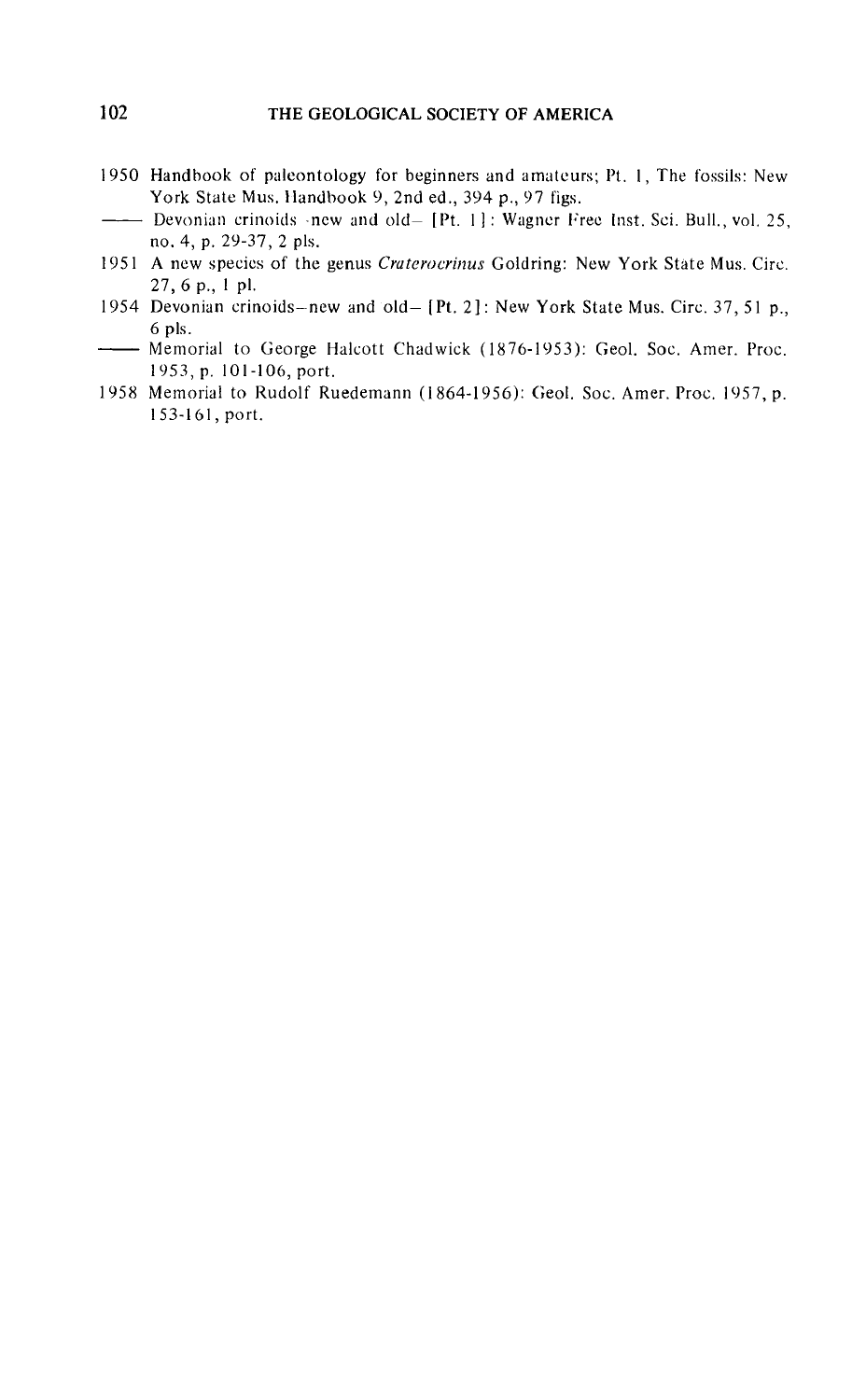1950 Handbook of paleontology for beginners and amateurs; Pt. 1, The fossils: New York State Mus. Handbook 9, 2nd ed., 394 p., 97 figs.

—— Devonian crinoids -new and old– [Pt. 1]: Wagner Free Inst. Sci. Bull., vol. 25, no. 4, p. 29-37, 2 pls.

1951 A new species of the genus *Craterocrinus* Goldring: New York State Mus. Circ. 27, 6 p., 1 pl.

1954 Devonian crinoids–new and old– [Pt. 2]: New York State Mus. Circ. 37, 51 p., 6 pls.

—— Memorial to George Halcott Chadwick (1876-1953): Geol. Soc. Amer. Proc. 1953, p. 101-106, port.

1958 Memorial to Rudolf Ruedemann (1864-1956): Geol. Soc. Amer. Proc. 1957, p. 153-161, port.